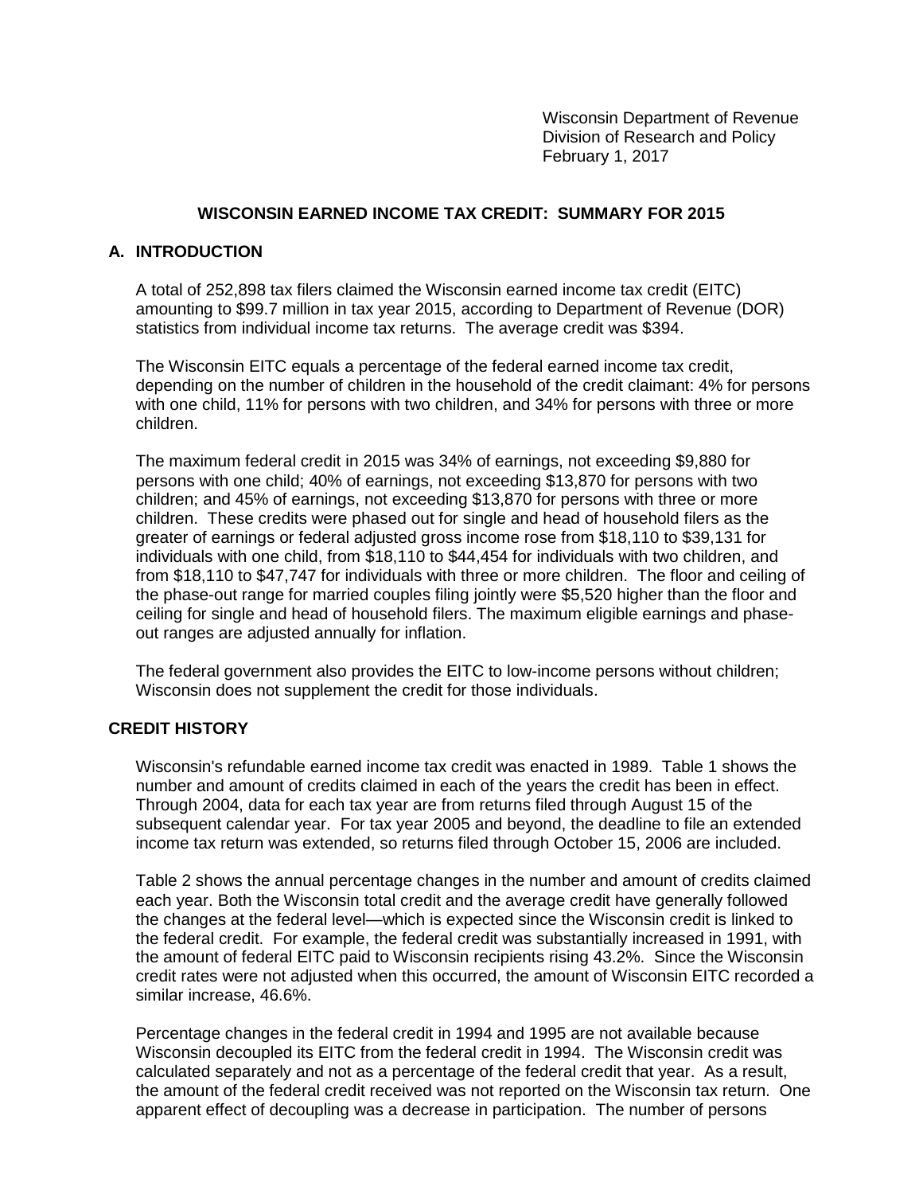Wisconsin Department of Revenue
Division of Research and Policy
February 1, 2017

# WISCONSIN EARNED INCOME TAX CREDIT: SUMMARY FOR 2015

## A. INTRODUCTION

A total of 252,898 tax filers claimed the Wisconsin earned income tax credit (EITC) amounting to $99.7 million in tax year 2015, according to Department of Revenue (DOR) statistics from individual income tax returns. The average credit was $394.

The Wisconsin EITC equals a percentage of the federal earned income tax credit, depending on the number of children in the household of the credit claimant: 4% for persons with one child, 11% for persons with two children, and 34% for persons with three or more children.

The maximum federal credit in 2015 was 34% of earnings, not exceeding $9,880 for persons with one child; 40% of earnings, not exceeding $13,870 for persons with two children; and 45% of earnings, not exceeding $13,870 for persons with three or more children. These credits were phased out for single and head of household filers as the greater of earnings or federal adjusted gross income rose from $18,110 to $39,131 for individuals with one child, from $18,110 to $44,454 for individuals with two children, and from $18,110 to $47,747 for individuals with three or more children. The floor and ceiling of the phase-out range for married couples filing jointly were $5,520 higher than the floor and ceiling for single and head of household filers. The maximum eligible earnings and phase-out ranges are adjusted annually for inflation.

The federal government also provides the EITC to low-income persons without children; Wisconsin does not supplement the credit for those individuals.

## CREDIT HISTORY

Wisconsin's refundable earned income tax credit was enacted in 1989. Table 1 shows the number and amount of credits claimed in each of the years the credit has been in effect. Through 2004, data for each tax year are from returns filed through August 15 of the subsequent calendar year. For tax year 2005 and beyond, the deadline to file an extended income tax return was extended, so returns filed through October 15, 2006 are included.

Table 2 shows the annual percentage changes in the number and amount of credits claimed each year. Both the Wisconsin total credit and the average credit have generally followed the changes at the federal level—which is expected since the Wisconsin credit is linked to the federal credit. For example, the federal credit was substantially increased in 1991, with the amount of federal EITC paid to Wisconsin recipients rising 43.2%. Since the Wisconsin credit rates were not adjusted when this occurred, the amount of Wisconsin EITC recorded a similar increase, 46.6%.

Percentage changes in the federal credit in 1994 and 1995 are not available because Wisconsin decoupled its EITC from the federal credit in 1994. The Wisconsin credit was calculated separately and not as a percentage of the federal credit that year. As a result, the amount of the federal credit received was not reported on the Wisconsin tax return. One apparent effect of decoupling was a decrease in participation. The number of persons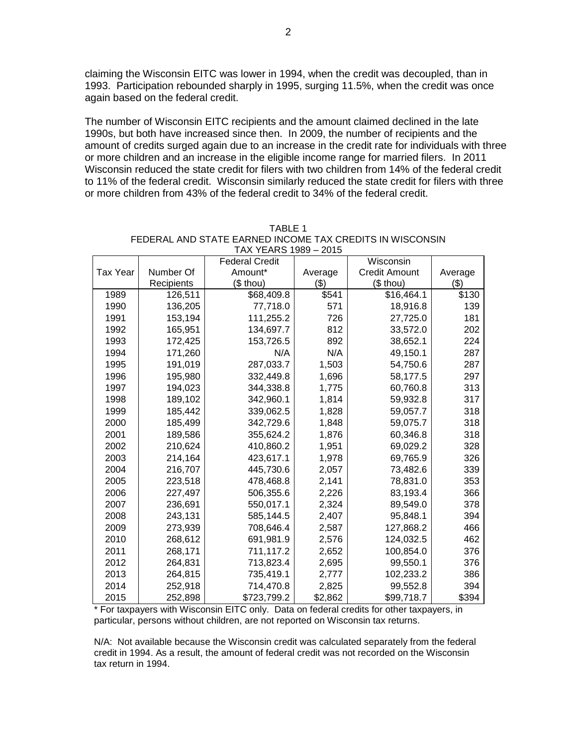claiming the Wisconsin EITC was lower in 1994, when the credit was decoupled, than in 1993. Participation rebounded sharply in 1995, surging 11.5%, when the credit was once again based on the federal credit.

The number of Wisconsin EITC recipients and the amount claimed declined in the late 1990s, but both have increased since then. In 2009, the number of recipients and the amount of credits surged again due to an increase in the credit rate for individuals with three or more children and an increase in the eligible income range for married filers. In 2011 Wisconsin reduced the state credit for filers with two children from 14% of the federal credit to 11% of the federal credit. Wisconsin similarly reduced the state credit for filers with three or more children from 43% of the federal credit to 34% of the federal credit.

TABLE 1
FEDERAL AND STATE EARNED INCOME TAX CREDITS IN WISCONSIN
TAX YEARS 1989 – 2015

| Tax Year | Number Of Recipients | Federal Credit Amount* ($ thou) | Average ($) | Wisconsin Credit Amount ($ thou) | Average ($) |
|---|---|---|---|---|---|
| 1989 | 126,511 | $68,409.8 | $541 | $16,464.1 | $130 |
| 1990 | 136,205 | 77,718.0 | 571 | 18,916.8 | 139 |
| 1991 | 153,194 | 111,255.2 | 726 | 27,725.0 | 181 |
| 1992 | 165,951 | 134,697.7 | 812 | 33,572.0 | 202 |
| 1993 | 172,425 | 153,726.5 | 892 | 38,652.1 | 224 |
| 1994 | 171,260 | N/A | N/A | 49,150.1 | 287 |
| 1995 | 191,019 | 287,033.7 | 1,503 | 54,750.6 | 287 |
| 1996 | 195,980 | 332,449.8 | 1,696 | 58,177.5 | 297 |
| 1997 | 194,023 | 344,338.8 | 1,775 | 60,760.8 | 313 |
| 1998 | 189,102 | 342,960.1 | 1,814 | 59,932.8 | 317 |
| 1999 | 185,442 | 339,062.5 | 1,828 | 59,057.7 | 318 |
| 2000 | 185,499 | 342,729.6 | 1,848 | 59,075.7 | 318 |
| 2001 | 189,586 | 355,624.2 | 1,876 | 60,346.8 | 318 |
| 2002 | 210,624 | 410,860.2 | 1,951 | 69,029.2 | 328 |
| 2003 | 214,164 | 423,617.1 | 1,978 | 69,765.9 | 326 |
| 2004 | 216,707 | 445,730.6 | 2,057 | 73,482.6 | 339 |
| 2005 | 223,518 | 478,468.8 | 2,141 | 78,831.0 | 353 |
| 2006 | 227,497 | 506,355.6 | 2,226 | 83,193.4 | 366 |
| 2007 | 236,691 | 550,017.1 | 2,324 | 89,549.0 | 378 |
| 2008 | 243,131 | 585,144.5 | 2,407 | 95,848.1 | 394 |
| 2009 | 273,939 | 708,646.4 | 2,587 | 127,868.2 | 466 |
| 2010 | 268,612 | 691,981.9 | 2,576 | 124,032.5 | 462 |
| 2011 | 268,171 | 711,117.2 | 2,652 | 100,854.0 | 376 |
| 2012 | 264,831 | 713,823.4 | 2,695 | 99,550.1 | 376 |
| 2013 | 264,815 | 735,419.1 | 2,777 | 102,233.2 | 386 |
| 2014 | 252,918 | 714,470.8 | 2,825 | 99,552.8 | 394 |
| 2015 | 252,898 | $723,799.2 | $2,862 | $99,718.7 | $394 |

\* For taxpayers with Wisconsin EITC only. Data on federal credits for other taxpayers, in particular, persons without children, are not reported on Wisconsin tax returns.

N/A: Not available because the Wisconsin credit was calculated separately from the federal credit in 1994. As a result, the amount of federal credit was not recorded on the Wisconsin tax return in 1994.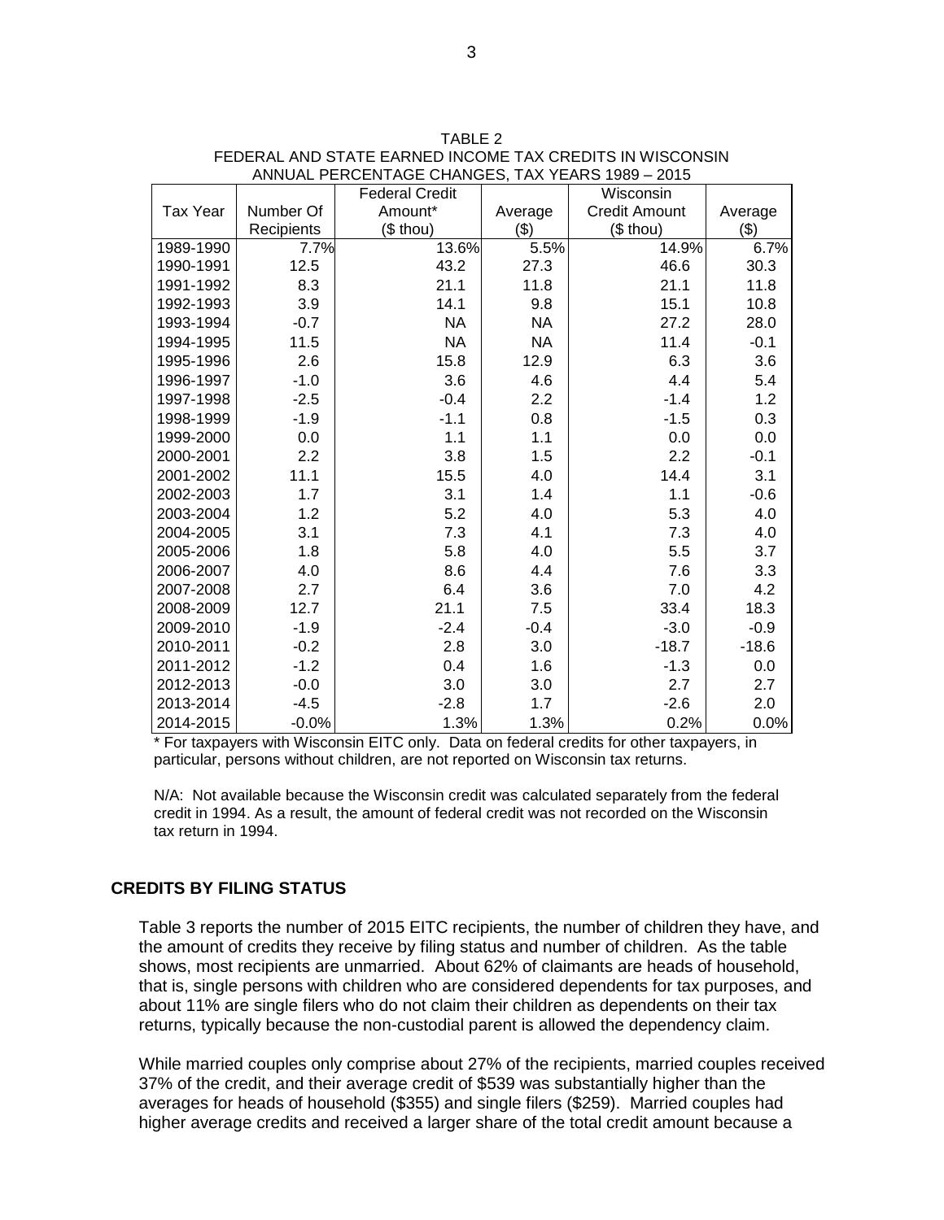TABLE 2
FEDERAL AND STATE EARNED INCOME TAX CREDITS IN WISCONSIN
ANNUAL PERCENTAGE CHANGES, TAX YEARS 1989 – 2015

| Tax Year | Number Of Recipients | Federal Credit Amount* ($ thou) | Average ($) | Wisconsin Credit Amount ($ thou) | Average ($) |
|---|---|---|---|---|---|
| 1989-1990 | 7.7% | 13.6% | 5.5% | 14.9% | 6.7% |
| 1990-1991 | 12.5 | 43.2 | 27.3 | 46.6 | 30.3 |
| 1991-1992 | 8.3 | 21.1 | 11.8 | 21.1 | 11.8 |
| 1992-1993 | 3.9 | 14.1 | 9.8 | 15.1 | 10.8 |
| 1993-1994 | -0.7 | NA | NA | 27.2 | 28.0 |
| 1994-1995 | 11.5 | NA | NA | 11.4 | -0.1 |
| 1995-1996 | 2.6 | 15.8 | 12.9 | 6.3 | 3.6 |
| 1996-1997 | -1.0 | 3.6 | 4.6 | 4.4 | 5.4 |
| 1997-1998 | -2.5 | -0.4 | 2.2 | -1.4 | 1.2 |
| 1998-1999 | -1.9 | -1.1 | 0.8 | -1.5 | 0.3 |
| 1999-2000 | 0.0 | 1.1 | 1.1 | 0.0 | 0.0 |
| 2000-2001 | 2.2 | 3.8 | 1.5 | 2.2 | -0.1 |
| 2001-2002 | 11.1 | 15.5 | 4.0 | 14.4 | 3.1 |
| 2002-2003 | 1.7 | 3.1 | 1.4 | 1.1 | -0.6 |
| 2003-2004 | 1.2 | 5.2 | 4.0 | 5.3 | 4.0 |
| 2004-2005 | 3.1 | 7.3 | 4.1 | 7.3 | 4.0 |
| 2005-2006 | 1.8 | 5.8 | 4.0 | 5.5 | 3.7 |
| 2006-2007 | 4.0 | 8.6 | 4.4 | 7.6 | 3.3 |
| 2007-2008 | 2.7 | 6.4 | 3.6 | 7.0 | 4.2 |
| 2008-2009 | 12.7 | 21.1 | 7.5 | 33.4 | 18.3 |
| 2009-2010 | -1.9 | -2.4 | -0.4 | -3.0 | -0.9 |
| 2010-2011 | -0.2 | 2.8 | 3.0 | -18.7 | -18.6 |
| 2011-2012 | -1.2 | 0.4 | 1.6 | -1.3 | 0.0 |
| 2012-2013 | -0.0 | 3.0 | 3.0 | 2.7 | 2.7 |
| 2013-2014 | -4.5 | -2.8 | 1.7 | -2.6 | 2.0 |
| 2014-2015 | -0.0% | 1.3% | 1.3% | 0.2% | 0.0% |

* For taxpayers with Wisconsin EITC only. Data on federal credits for other taxpayers, in particular, persons without children, are not reported on Wisconsin tax returns.

N/A: Not available because the Wisconsin credit was calculated separately from the federal credit in 1994. As a result, the amount of federal credit was not recorded on the Wisconsin tax return in 1994.

## CREDITS BY FILING STATUS

Table 3 reports the number of 2015 EITC recipients, the number of children they have, and the amount of credits they receive by filing status and number of children. As the table shows, most recipients are unmarried. About 62% of claimants are heads of household, that is, single persons with children who are considered dependents for tax purposes, and about 11% are single filers who do not claim their children as dependents on their tax returns, typically because the non-custodial parent is allowed the dependency claim.

While married couples only comprise about 27% of the recipients, married couples received 37% of the credit, and their average credit of $539 was substantially higher than the averages for heads of household ($355) and single filers ($259). Married couples had higher average credits and received a larger share of the total credit amount because a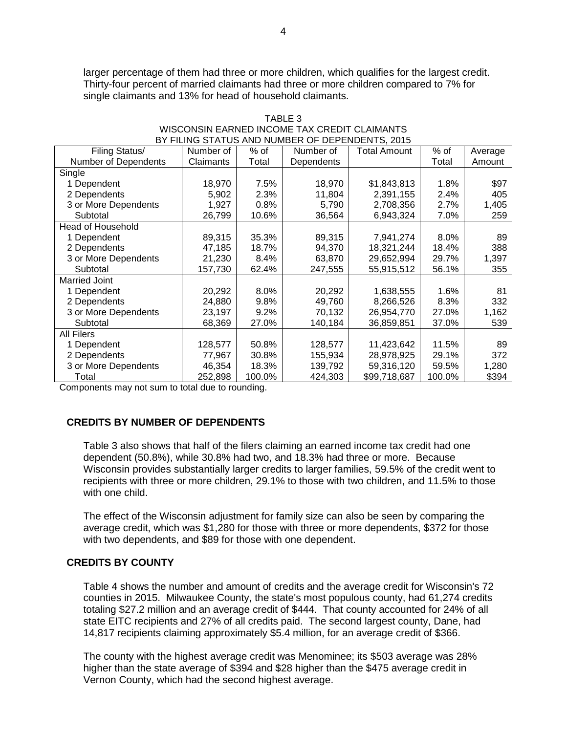larger percentage of them had three or more children, which qualifies for the largest credit. Thirty-four percent of married claimants had three or more children compared to 7% for single claimants and 13% for head of household claimants.

TABLE 3
WISCONSIN EARNED INCOME TAX CREDIT CLAIMANTS
BY FILING STATUS AND NUMBER OF DEPENDENTS, 2015

| Filing Status/ Number of Dependents | Number of Claimants | % of Total | Number of Dependents | Total Amount | % of Total | Average Amount |
|---|---|---|---|---|---|---|
| Single | | | | | | |
| 1 Dependent | 18,970 | 7.5% | 18,970 | $1,843,813 | 1.8% | $97 |
| 2 Dependents | 5,902 | 2.3% | 11,804 | 2,391,155 | 2.4% | 405 |
| 3 or More Dependents | 1,927 | 0.8% | 5,790 | 2,708,356 | 2.7% | 1,405 |
| Subtotal | 26,799 | 10.6% | 36,564 | 6,943,324 | 7.0% | 259 |
| Head of Household | | | | | | |
| 1 Dependent | 89,315 | 35.3% | 89,315 | 7,941,274 | 8.0% | 89 |
| 2 Dependents | 47,185 | 18.7% | 94,370 | 18,321,244 | 18.4% | 388 |
| 3 or More Dependents | 21,230 | 8.4% | 63,870 | 29,652,994 | 29.7% | 1,397 |
| Subtotal | 157,730 | 62.4% | 247,555 | 55,915,512 | 56.1% | 355 |
| Married Joint | | | | | | |
| 1 Dependent | 20,292 | 8.0% | 20,292 | 1,638,555 | 1.6% | 81 |
| 2 Dependents | 24,880 | 9.8% | 49,760 | 8,266,526 | 8.3% | 332 |
| 3 or More Dependents | 23,197 | 9.2% | 70,132 | 26,954,770 | 27.0% | 1,162 |
| Subtotal | 68,369 | 27.0% | 140,184 | 36,859,851 | 37.0% | 539 |
| All Filers | | | | | | |
| 1 Dependent | 128,577 | 50.8% | 128,577 | 11,423,642 | 11.5% | 89 |
| 2 Dependents | 77,967 | 30.8% | 155,934 | 28,978,925 | 29.1% | 372 |
| 3 or More Dependents | 46,354 | 18.3% | 139,792 | 59,316,120 | 59.5% | 1,280 |
| Total | 252,898 | 100.0% | 424,303 | $99,718,687 | 100.0% | $394 |

Components may not sum to total due to rounding.

## CREDITS BY NUMBER OF DEPENDENTS

Table 3 also shows that half of the filers claiming an earned income tax credit had one dependent (50.8%), while 30.8% had two, and 18.3% had three or more. Because Wisconsin provides substantially larger credits to larger families, 59.5% of the credit went to recipients with three or more children, 29.1% to those with two children, and 11.5% to those with one child.

The effect of the Wisconsin adjustment for family size can also be seen by comparing the average credit, which was $1,280 for those with three or more dependents, $372 for those with two dependents, and $89 for those with one dependent.

## CREDITS BY COUNTY

Table 4 shows the number and amount of credits and the average credit for Wisconsin's 72 counties in 2015. Milwaukee County, the state's most populous county, had 61,274 credits totaling $27.2 million and an average credit of $444. That county accounted for 24% of all state EITC recipients and 27% of all credits paid. The second largest county, Dane, had 14,817 recipients claiming approximately $5.4 million, for an average credit of $366.

The county with the highest average credit was Menominee; its $503 average was 28% higher than the state average of $394 and $28 higher than the $475 average credit in Vernon County, which had the second highest average.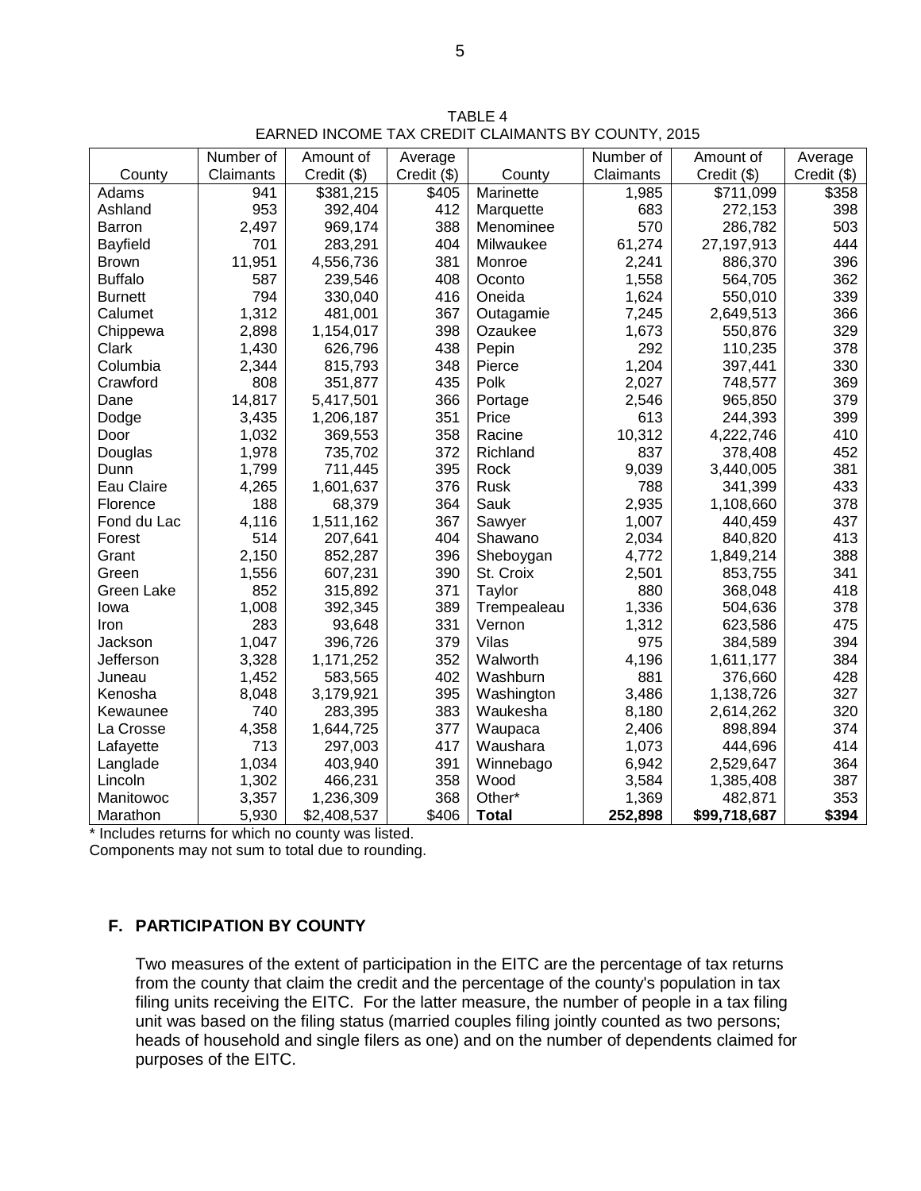TABLE 4
EARNED INCOME TAX CREDIT CLAIMANTS BY COUNTY, 2015

| County | Number of Claimants | Amount of Credit ($) | Average Credit ($) | County | Number of Claimants | Amount of Credit ($) | Average Credit ($) |
|---|---|---|---|---|---|---|---|
| Adams | 941 | $381,215 | $405 | Marinette | 1,985 | $711,099 | $358 |
| Ashland | 953 | 392,404 | 412 | Marquette | 683 | 272,153 | 398 |
| Barron | 2,497 | 969,174 | 388 | Menominee | 570 | 286,782 | 503 |
| Bayfield | 701 | 283,291 | 404 | Milwaukee | 61,274 | 27,197,913 | 444 |
| Brown | 11,951 | 4,556,736 | 381 | Monroe | 2,241 | 886,370 | 396 |
| Buffalo | 587 | 239,546 | 408 | Oconto | 1,558 | 564,705 | 362 |
| Burnett | 794 | 330,040 | 416 | Oneida | 1,624 | 550,010 | 339 |
| Calumet | 1,312 | 481,001 | 367 | Outagamie | 7,245 | 2,649,513 | 366 |
| Chippewa | 2,898 | 1,154,017 | 398 | Ozaukee | 1,673 | 550,876 | 329 |
| Clark | 1,430 | 626,796 | 438 | Pepin | 292 | 110,235 | 378 |
| Columbia | 2,344 | 815,793 | 348 | Pierce | 1,204 | 397,441 | 330 |
| Crawford | 808 | 351,877 | 435 | Polk | 2,027 | 748,577 | 369 |
| Dane | 14,817 | 5,417,501 | 366 | Portage | 2,546 | 965,850 | 379 |
| Dodge | 3,435 | 1,206,187 | 351 | Price | 613 | 244,393 | 399 |
| Door | 1,032 | 369,553 | 358 | Racine | 10,312 | 4,222,746 | 410 |
| Douglas | 1,978 | 735,702 | 372 | Richland | 837 | 378,408 | 452 |
| Dunn | 1,799 | 711,445 | 395 | Rock | 9,039 | 3,440,005 | 381 |
| Eau Claire | 4,265 | 1,601,637 | 376 | Rusk | 788 | 341,399 | 433 |
| Florence | 188 | 68,379 | 364 | Sauk | 2,935 | 1,108,660 | 378 |
| Fond du Lac | 4,116 | 1,511,162 | 367 | Sawyer | 1,007 | 440,459 | 437 |
| Forest | 514 | 207,641 | 404 | Shawano | 2,034 | 840,820 | 413 |
| Grant | 2,150 | 852,287 | 396 | Sheboygan | 4,772 | 1,849,214 | 388 |
| Green | 1,556 | 607,231 | 390 | St. Croix | 2,501 | 853,755 | 341 |
| Green Lake | 852 | 315,892 | 371 | Taylor | 880 | 368,048 | 418 |
| Iowa | 1,008 | 392,345 | 389 | Trempealeau | 1,336 | 504,636 | 378 |
| Iron | 283 | 93,648 | 331 | Vernon | 1,312 | 623,586 | 475 |
| Jackson | 1,047 | 396,726 | 379 | Vilas | 975 | 384,589 | 394 |
| Jefferson | 3,328 | 1,171,252 | 352 | Walworth | 4,196 | 1,611,177 | 384 |
| Juneau | 1,452 | 583,565 | 402 | Washburn | 881 | 376,660 | 428 |
| Kenosha | 8,048 | 3,179,921 | 395 | Washington | 3,486 | 1,138,726 | 327 |
| Kewaunee | 740 | 283,395 | 383 | Waukesha | 8,180 | 2,614,262 | 320 |
| La Crosse | 4,358 | 1,644,725 | 377 | Waupaca | 2,406 | 898,894 | 374 |
| Lafayette | 713 | 297,003 | 417 | Waushara | 1,073 | 444,696 | 414 |
| Langlade | 1,034 | 403,940 | 391 | Winnebago | 6,942 | 2,529,647 | 364 |
| Lincoln | 1,302 | 466,231 | 358 | Wood | 3,584 | 1,385,408 | 387 |
| Manitowoc | 3,357 | 1,236,309 | 368 | Other* | 1,369 | 482,871 | 353 |
| Marathon | 5,930 | $2,408,537 | $406 | **Total** | **252,898** | **$99,718,687** | **$394** |

\* Includes returns for which no county was listed.
Components may not sum to total due to rounding.

### F. PARTICIPATION BY COUNTY

Two measures of the extent of participation in the EITC are the percentage of tax returns from the county that claim the credit and the percentage of the county's population in tax filing units receiving the EITC. For the latter measure, the number of people in a tax filing unit was based on the filing status (married couples filing jointly counted as two persons; heads of household and single filers as one) and on the number of dependents claimed for purposes of the EITC.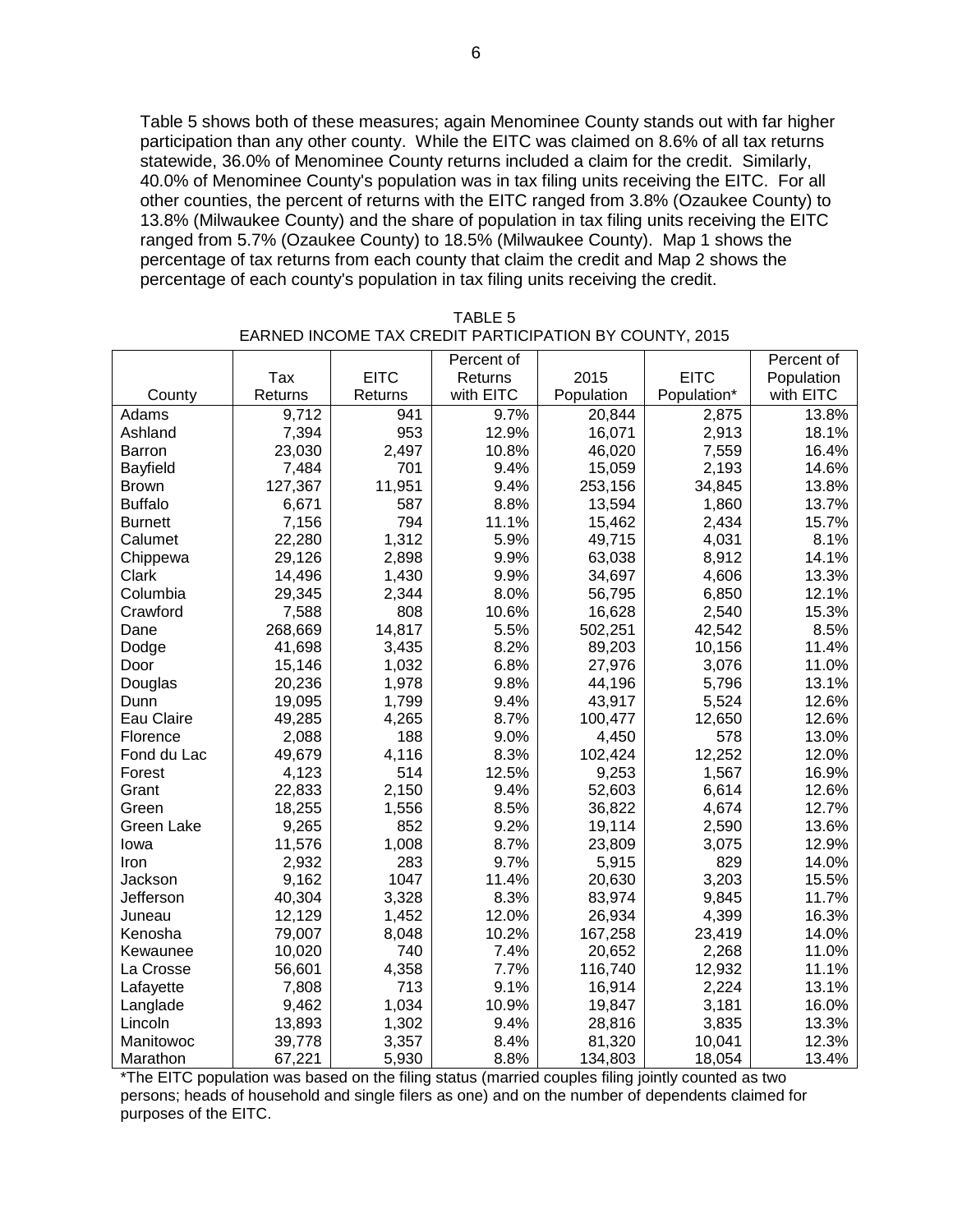Table 5 shows both of these measures; again Menominee County stands out with far higher participation than any other county. While the EITC was claimed on 8.6% of all tax returns statewide, 36.0% of Menominee County returns included a claim for the credit. Similarly, 40.0% of Menominee County's population was in tax filing units receiving the EITC. For all other counties, the percent of returns with the EITC ranged from 3.8% (Ozaukee County) to 13.8% (Milwaukee County) and the share of population in tax filing units receiving the EITC ranged from 5.7% (Ozaukee County) to 18.5% (Milwaukee County). Map 1 shows the percentage of tax returns from each county that claim the credit and Map 2 shows the percentage of each county's population in tax filing units receiving the credit.

TABLE 5
EARNED INCOME TAX CREDIT PARTICIPATION BY COUNTY, 2015

| County | Tax Returns | EITC Returns | Percent of Returns with EITC | 2015 Population | EITC Population* | Percent of Population with EITC |
|---|---|---|---|---|---|---|
| Adams | 9,712 | 941 | 9.7% | 20,844 | 2,875 | 13.8% |
| Ashland | 7,394 | 953 | 12.9% | 16,071 | 2,913 | 18.1% |
| Barron | 23,030 | 2,497 | 10.8% | 46,020 | 7,559 | 16.4% |
| Bayfield | 7,484 | 701 | 9.4% | 15,059 | 2,193 | 14.6% |
| Brown | 127,367 | 11,951 | 9.4% | 253,156 | 34,845 | 13.8% |
| Buffalo | 6,671 | 587 | 8.8% | 13,594 | 1,860 | 13.7% |
| Burnett | 7,156 | 794 | 11.1% | 15,462 | 2,434 | 15.7% |
| Calumet | 22,280 | 1,312 | 5.9% | 49,715 | 4,031 | 8.1% |
| Chippewa | 29,126 | 2,898 | 9.9% | 63,038 | 8,912 | 14.1% |
| Clark | 14,496 | 1,430 | 9.9% | 34,697 | 4,606 | 13.3% |
| Columbia | 29,345 | 2,344 | 8.0% | 56,795 | 6,850 | 12.1% |
| Crawford | 7,588 | 808 | 10.6% | 16,628 | 2,540 | 15.3% |
| Dane | 268,669 | 14,817 | 5.5% | 502,251 | 42,542 | 8.5% |
| Dodge | 41,698 | 3,435 | 8.2% | 89,203 | 10,156 | 11.4% |
| Door | 15,146 | 1,032 | 6.8% | 27,976 | 3,076 | 11.0% |
| Douglas | 20,236 | 1,978 | 9.8% | 44,196 | 5,796 | 13.1% |
| Dunn | 19,095 | 1,799 | 9.4% | 43,917 | 5,524 | 12.6% |
| Eau Claire | 49,285 | 4,265 | 8.7% | 100,477 | 12,650 | 12.6% |
| Florence | 2,088 | 188 | 9.0% | 4,450 | 578 | 13.0% |
| Fond du Lac | 49,679 | 4,116 | 8.3% | 102,424 | 12,252 | 12.0% |
| Forest | 4,123 | 514 | 12.5% | 9,253 | 1,567 | 16.9% |
| Grant | 22,833 | 2,150 | 9.4% | 52,603 | 6,614 | 12.6% |
| Green | 18,255 | 1,556 | 8.5% | 36,822 | 4,674 | 12.7% |
| Green Lake | 9,265 | 852 | 9.2% | 19,114 | 2,590 | 13.6% |
| Iowa | 11,576 | 1,008 | 8.7% | 23,809 | 3,075 | 12.9% |
| Iron | 2,932 | 283 | 9.7% | 5,915 | 829 | 14.0% |
| Jackson | 9,162 | 1047 | 11.4% | 20,630 | 3,203 | 15.5% |
| Jefferson | 40,304 | 3,328 | 8.3% | 83,974 | 9,845 | 11.7% |
| Juneau | 12,129 | 1,452 | 12.0% | 26,934 | 4,399 | 16.3% |
| Kenosha | 79,007 | 8,048 | 10.2% | 167,258 | 23,419 | 14.0% |
| Kewaunee | 10,020 | 740 | 7.4% | 20,652 | 2,268 | 11.0% |
| La Crosse | 56,601 | 4,358 | 7.7% | 116,740 | 12,932 | 11.1% |
| Lafayette | 7,808 | 713 | 9.1% | 16,914 | 2,224 | 13.1% |
| Langlade | 9,462 | 1,034 | 10.9% | 19,847 | 3,181 | 16.0% |
| Lincoln | 13,893 | 1,302 | 9.4% | 28,816 | 3,835 | 13.3% |
| Manitowoc | 39,778 | 3,357 | 8.4% | 81,320 | 10,041 | 12.3% |
| Marathon | 67,221 | 5,930 | 8.8% | 134,803 | 18,054 | 13.4% |

*The EITC population was based on the filing status (married couples filing jointly counted as two persons; heads of household and single filers as one) and on the number of dependents claimed for purposes of the EITC.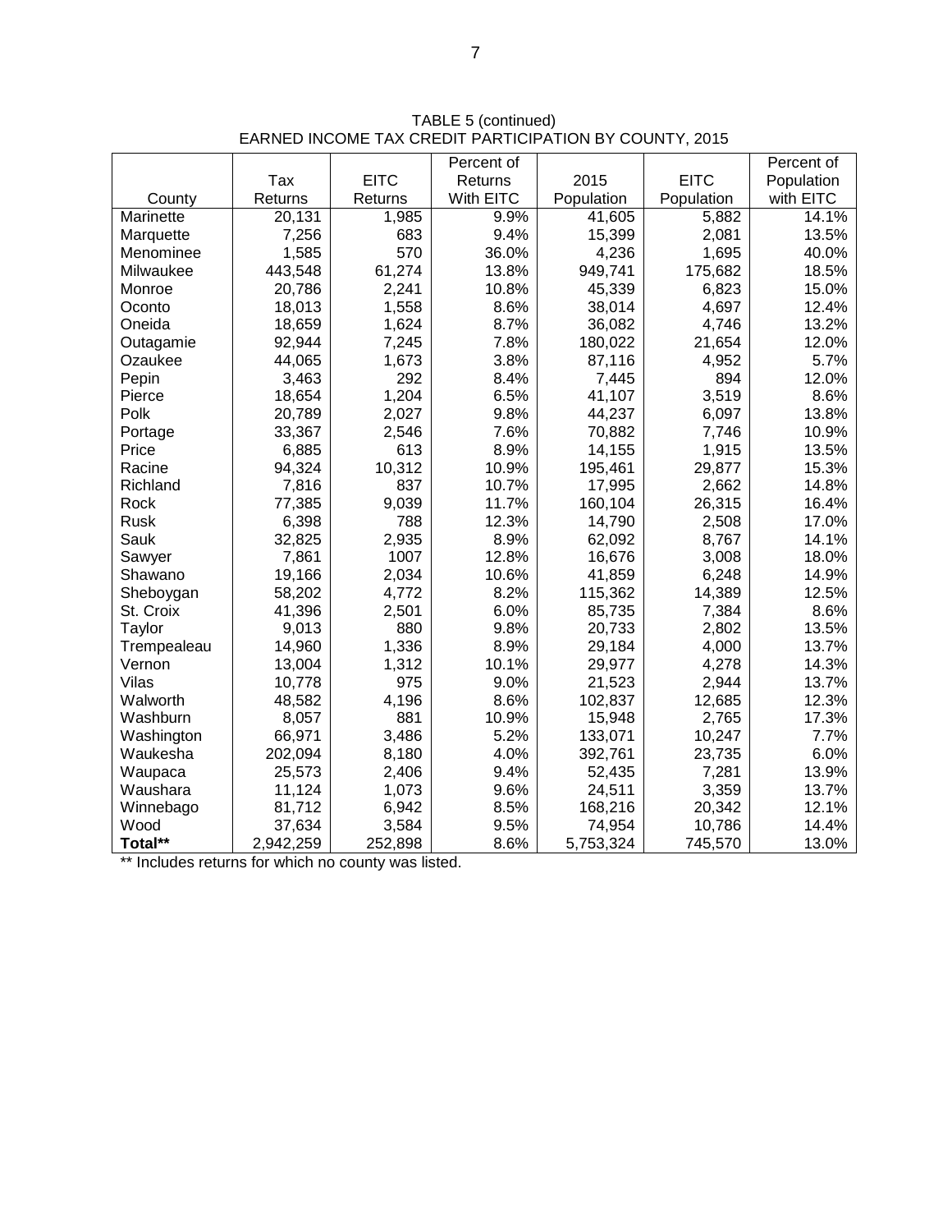TABLE 5 (continued)
EARNED INCOME TAX CREDIT PARTICIPATION BY COUNTY, 2015

| County | Tax Returns | EITC Returns | Percent of Returns With EITC | 2015 Population | EITC Population | Percent of Population with EITC |
|---|---|---|---|---|---|---|
| Marinette | 20,131 | 1,985 | 9.9% | 41,605 | 5,882 | 14.1% |
| Marquette | 7,256 | 683 | 9.4% | 15,399 | 2,081 | 13.5% |
| Menominee | 1,585 | 570 | 36.0% | 4,236 | 1,695 | 40.0% |
| Milwaukee | 443,548 | 61,274 | 13.8% | 949,741 | 175,682 | 18.5% |
| Monroe | 20,786 | 2,241 | 10.8% | 45,339 | 6,823 | 15.0% |
| Oconto | 18,013 | 1,558 | 8.6% | 38,014 | 4,697 | 12.4% |
| Oneida | 18,659 | 1,624 | 8.7% | 36,082 | 4,746 | 13.2% |
| Outagamie | 92,944 | 7,245 | 7.8% | 180,022 | 21,654 | 12.0% |
| Ozaukee | 44,065 | 1,673 | 3.8% | 87,116 | 4,952 | 5.7% |
| Pepin | 3,463 | 292 | 8.4% | 7,445 | 894 | 12.0% |
| Pierce | 18,654 | 1,204 | 6.5% | 41,107 | 3,519 | 8.6% |
| Polk | 20,789 | 2,027 | 9.8% | 44,237 | 6,097 | 13.8% |
| Portage | 33,367 | 2,546 | 7.6% | 70,882 | 7,746 | 10.9% |
| Price | 6,885 | 613 | 8.9% | 14,155 | 1,915 | 13.5% |
| Racine | 94,324 | 10,312 | 10.9% | 195,461 | 29,877 | 15.3% |
| Richland | 7,816 | 837 | 10.7% | 17,995 | 2,662 | 14.8% |
| Rock | 77,385 | 9,039 | 11.7% | 160,104 | 26,315 | 16.4% |
| Rusk | 6,398 | 788 | 12.3% | 14,790 | 2,508 | 17.0% |
| Sauk | 32,825 | 2,935 | 8.9% | 62,092 | 8,767 | 14.1% |
| Sawyer | 7,861 | 1007 | 12.8% | 16,676 | 3,008 | 18.0% |
| Shawano | 19,166 | 2,034 | 10.6% | 41,859 | 6,248 | 14.9% |
| Sheboygan | 58,202 | 4,772 | 8.2% | 115,362 | 14,389 | 12.5% |
| St. Croix | 41,396 | 2,501 | 6.0% | 85,735 | 7,384 | 8.6% |
| Taylor | 9,013 | 880 | 9.8% | 20,733 | 2,802 | 13.5% |
| Trempealeau | 14,960 | 1,336 | 8.9% | 29,184 | 4,000 | 13.7% |
| Vernon | 13,004 | 1,312 | 10.1% | 29,977 | 4,278 | 14.3% |
| Vilas | 10,778 | 975 | 9.0% | 21,523 | 2,944 | 13.7% |
| Walworth | 48,582 | 4,196 | 8.6% | 102,837 | 12,685 | 12.3% |
| Washburn | 8,057 | 881 | 10.9% | 15,948 | 2,765 | 17.3% |
| Washington | 66,971 | 3,486 | 5.2% | 133,071 | 10,247 | 7.7% |
| Waukesha | 202,094 | 8,180 | 4.0% | 392,761 | 23,735 | 6.0% |
| Waupaca | 25,573 | 2,406 | 9.4% | 52,435 | 7,281 | 13.9% |
| Waushara | 11,124 | 1,073 | 9.6% | 24,511 | 3,359 | 13.7% |
| Winnebago | 81,712 | 6,942 | 8.5% | 168,216 | 20,342 | 12.1% |
| Wood | 37,634 | 3,584 | 9.5% | 74,954 | 10,786 | 14.4% |
| **Total**** | 2,942,259 | 252,898 | 8.6% | 5,753,324 | 745,570 | 13.0% |

** Includes returns for which no county was listed.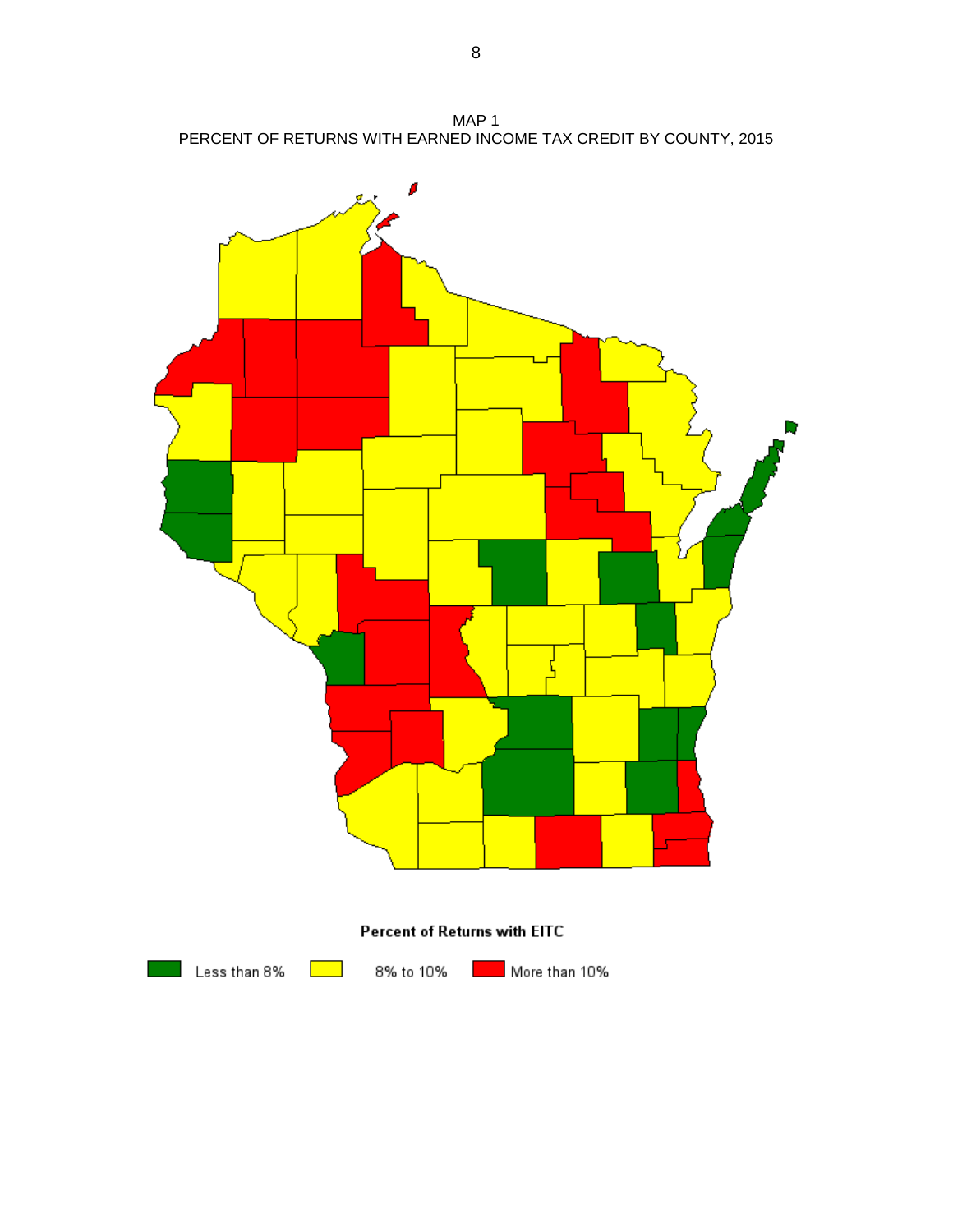MAP 1
PERCENT OF RETURNS WITH EARNED INCOME TAX CREDIT BY COUNTY, 2015

**Percent of Returns with EITC**

Less than 8% | 8% to 10% | More than 10%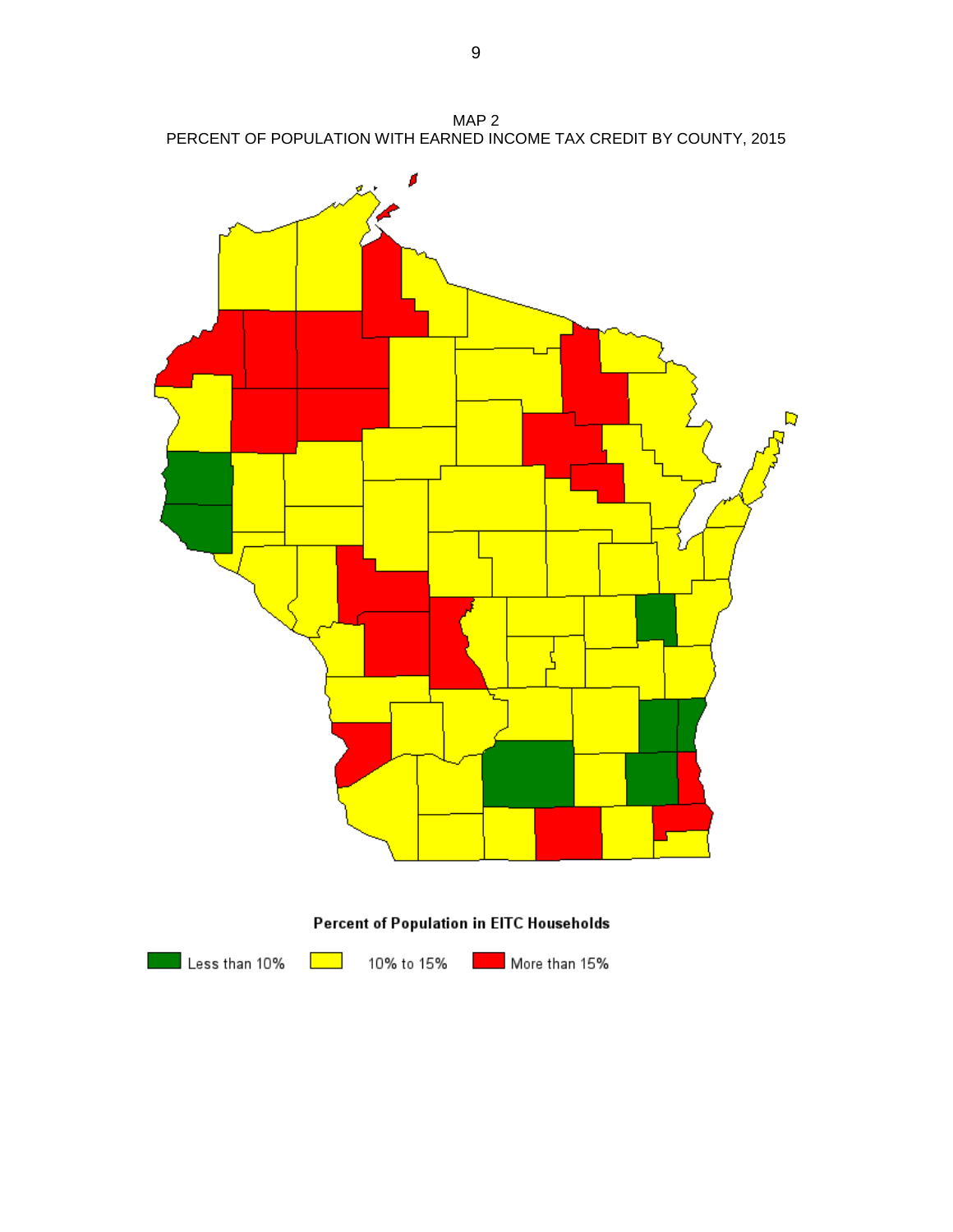MAP 2
PERCENT OF POPULATION WITH EARNED INCOME TAX CREDIT BY COUNTY, 2015

**Percent of Population in EITC Households**

Less than 10%

10% to 15%

More than 15%